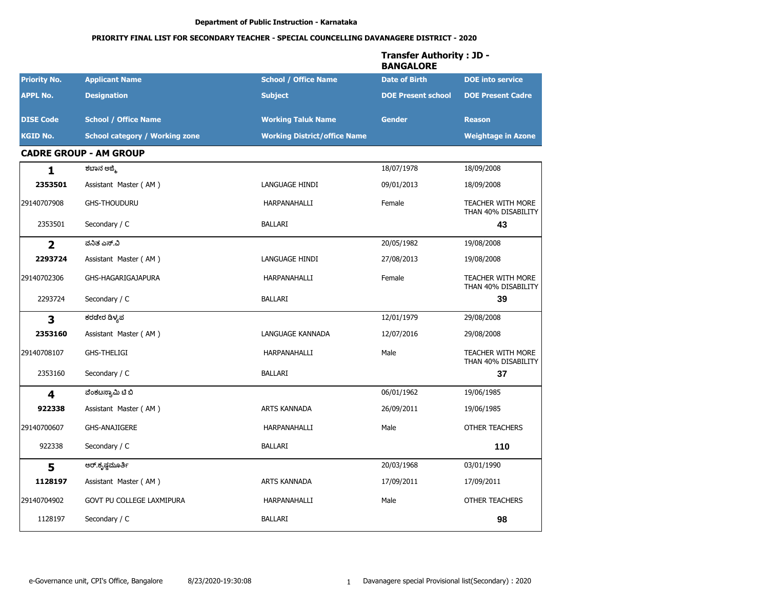**Department of Public Instruction - Karnataka**

**PRIORITY FINAL LIST FOR SECONDARY TEACHER - SPECIAL COUNCELLING DAVANAGERE DISTRICT - 2020**

**Transfer Authority : JD - BANGALORE**

| Priority No. | Applicant Name | School / Office Name | Date of Birth | DOE into service |
|---|---|---|---|---|
| APPL No. | Designation | Subject | DOE Present school | DOE Present Cadre |
| DISE Code | School / Office Name | Working Taluk Name | Gender | Reason |
| KGID No. | School category / Working zone | Working District/office Name | | Weightage in Azone |

## CADRE GROUP - AM GROUP

| | | | | |
|---|---|---|---|---|
| **1** | ಶಬಾನ ಅಜ್ಮಿ | | 18/07/1978 | 18/09/2008 |
| **2353501** | Assistant Master ( AM ) | LANGUAGE HINDI | 09/01/2013 | 18/09/2008 |
| 29140707908 | GHS-THOUDURU | HARPANAHALLI | Female | TEACHER WITH MORE THAN 40% DISABILITY |
| 2353501 | Secondary / C | BALLARI | | **43** |
| **2** | ವನಿತ ಎಸ್.ವಿ | | 20/05/1982 | 19/08/2008 |
| **2293724** | Assistant Master ( AM ) | LANGUAGE HINDI | 27/08/2013 | 19/08/2008 |
| 29140702306 | GHS-HAGARIGAJAPURA | HARPANAHALLI | Female | TEACHER WITH MORE THAN 40% DISABILITY |
| 2293724 | Secondary / C | BALLARI | | **39** |
| **3** | ಕರಡೇರ ಡಿಳ್ಳಪ | | 12/01/1979 | 29/08/2008 |
| **2353160** | Assistant Master ( AM ) | LANGUAGE KANNADA | 12/07/2016 | 29/08/2008 |
| 29140708107 | GHS-THELIGI | HARPANAHALLI | Male | TEACHER WITH MORE THAN 40% DISABILITY |
| 2353160 | Secondary / C | BALLARI | | **37** |
| **4** | ವೆಂಕಟಸ್ವಾಮಿ ಟಿ ಬಿ | | 06/01/1962 | 19/06/1985 |
| **922338** | Assistant Master ( AM ) | ARTS KANNADA | 26/09/2011 | 19/06/1985 |
| 29140700607 | GHS-ANAJIGERE | HARPANAHALLI | Male | OTHER TEACHERS |
| 922338 | Secondary / C | BALLARI | | **110** |
| **5** | ಆರ್.ಕೃಷ್ಣಮೂರ್ತಿ | | 20/03/1968 | 03/01/1990 |
| **1128197** | Assistant Master ( AM ) | ARTS KANNADA | 17/09/2011 | 17/09/2011 |
| 29140704902 | GOVT PU COLLEGE LAXMIPURA | HARPANAHALLI | Male | OTHER TEACHERS |
| 1128197 | Secondary / C | BALLARI | | **98** |

e-Governance unit, CPI's Office, Bangalore 8/23/2020-19:30:08 Davanagere special Provisional list(Secondary) : 2020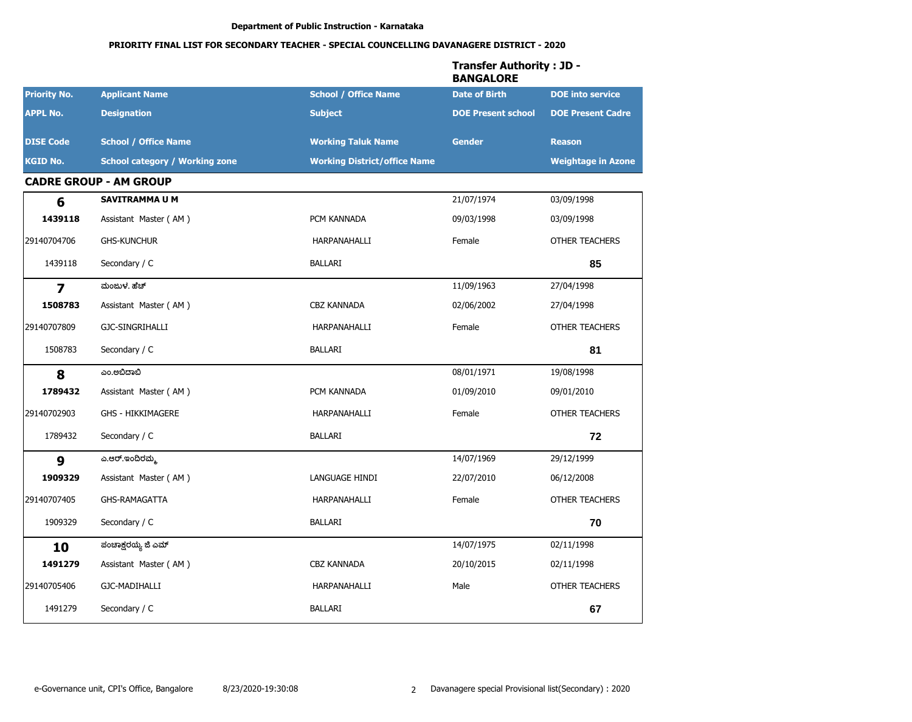Department of Public Instruction - Karnataka

**PRIORITY FINAL LIST FOR SECONDARY TEACHER - SPECIAL COUNCELLING DAVANAGERE DISTRICT - 2020**

**Transfer Authority : JD - BANGALORE**

| Priority No. / APPL No. / DISE Code / KGID No. | Applicant Name / Designation / School / Office Name / School category / Working zone | School / Office Name / Subject / Working Taluk Name / Working District/office Name | Date of Birth / DOE Present school / Gender | DOE into service / DOE Present Cadre / Reason / Weightage in Azone |
|---|---|---|---|---|

## CADRE GROUP - AM GROUP

| Priority No. / APPL No. / DISE Code / KGID No. | Applicant Name / Designation / School / Office Name / School category / Working zone | School / Office Name / Subject / Working Taluk Name / Working District/office Name | Date of Birth / DOE Present school / Gender | DOE into service / DOE Present Cadre / Reason / Weightage in Azone |
|---|---|---|---|---|
| **6** | **SAVITRAMMA U M** | | 21/07/1974 | 03/09/1998 |
| **1439118** | Assistant Master ( AM ) | PCM KANNADA | 09/03/1998 | 03/09/1998 |
| 29140704706 | GHS-KUNCHUR | HARPANAHALLI | Female | OTHER TEACHERS |
| 1439118 | Secondary / C | BALLARI | | **85** |
| **7** | ಮಂಜುಳ. ಹೆಚ್ | | 11/09/1963 | 27/04/1998 |
| **1508783** | Assistant Master ( AM ) | CBZ KANNADA | 02/06/2002 | 27/04/1998 |
| 29140707809 | GJC-SINGRIHALLI | HARPANAHALLI | Female | OTHER TEACHERS |
| 1508783 | Secondary / C | BALLARI | | **81** |
| **8** | ಎಂ.ಅಬಿದಾಬಿ | | 08/01/1971 | 19/08/1998 |
| **1789432** | Assistant Master ( AM ) | PCM KANNADA | 01/09/2010 | 09/01/2010 |
| 29140702903 | GHS - HIKKIMAGERE | HARPANAHALLI | Female | OTHER TEACHERS |
| 1789432 | Secondary / C | BALLARI | | **72** |
| **9** | ಎ.ಆರ್.ಇಂದಿರಮ್ಮ | | 14/07/1969 | 29/12/1999 |
| **1909329** | Assistant Master ( AM ) | LANGUAGE HINDI | 22/07/2010 | 06/12/2008 |
| 29140707405 | GHS-RAMAGATTA | HARPANAHALLI | Female | OTHER TEACHERS |
| 1909329 | Secondary / C | BALLARI | | **70** |
| **10** | ಪಂಚಾಕ್ಷರಯ್ಯ ಜಿ ಎಮ್ | | 14/07/1975 | 02/11/1998 |
| **1491279** | Assistant Master ( AM ) | CBZ KANNADA | 20/10/2015 | 02/11/1998 |
| 29140705406 | GJC-MADIHALLI | HARPANAHALLI | Male | OTHER TEACHERS |
| 1491279 | Secondary / C | BALLARI | | **67** |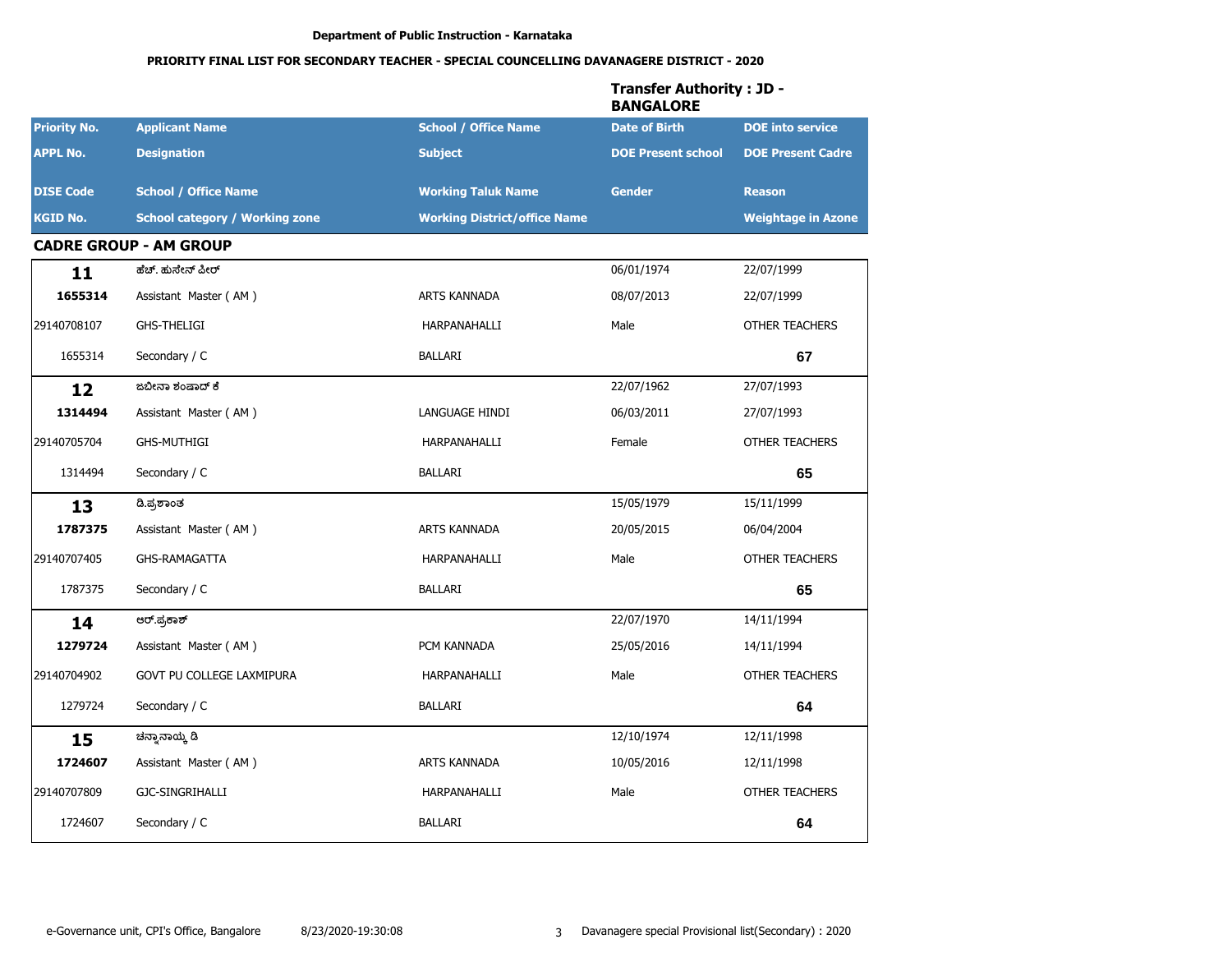**Department of Public Instruction - Karnataka**

**PRIORITY FINAL LIST FOR SECONDARY TEACHER - SPECIAL COUNCELLING DAVANAGERE DISTRICT - 2020**

**Transfer Authority : JD - BANGALORE**

| Priority No. | Applicant Name | School / Office Name | Date of Birth | DOE into service |
|---|---|---|---|---|
| APPL No. | Designation | Subject | DOE Present school | DOE Present Cadre |
| DISE Code | School / Office Name | Working Taluk Name | Gender | Reason |
| KGID No. | School category / Working zone | Working District/office Name | | Weightage in Azone |

## CADRE GROUP - AM GROUP

| | | | | |
|---|---|---|---|---|
| **11** | ಹೆಚ್. ಹುಸೇನ್ ಪೀರ್ | | 06/01/1974 | 22/07/1999 |
| **1655314** | Assistant Master ( AM ) | ARTS KANNADA | 08/07/2013 | 22/07/1999 |
| 29140708107 | GHS-THELIGI | HARPANAHALLI | Male | OTHER TEACHERS |
| 1655314 | Secondary / C | BALLARI | | **67** |
| **12** | ಜಬೀನಾ ಶಂಷಾದ್ ಕೆ | | 22/07/1962 | 27/07/1993 |
| **1314494** | Assistant Master ( AM ) | LANGUAGE HINDI | 06/03/2011 | 27/07/1993 |
| 29140705704 | GHS-MUTHIGI | HARPANAHALLI | Female | OTHER TEACHERS |
| 1314494 | Secondary / C | BALLARI | | **65** |
| **13** | ಡಿ.ಪ್ರಶಾಂತ | | 15/05/1979 | 15/11/1999 |
| **1787375** | Assistant Master ( AM ) | ARTS KANNADA | 20/05/2015 | 06/04/2004 |
| 29140707405 | GHS-RAMAGATTA | HARPANAHALLI | Male | OTHER TEACHERS |
| 1787375 | Secondary / C | BALLARI | | **65** |
| **14** | ಆರ್.ಪ್ರಕಾಶ್ | | 22/07/1970 | 14/11/1994 |
| **1279724** | Assistant Master ( AM ) | PCM KANNADA | 25/05/2016 | 14/11/1994 |
| 29140704902 | GOVT PU COLLEGE LAXMIPURA | HARPANAHALLI | Male | OTHER TEACHERS |
| 1279724 | Secondary / C | BALLARI | | **64** |
| **15** | ಚನ್ನಾನಾಯ್ಕ ಡಿ | | 12/10/1974 | 12/11/1998 |
| **1724607** | Assistant Master ( AM ) | ARTS KANNADA | 10/05/2016 | 12/11/1998 |
| 29140707809 | GJC-SINGRIHALLI | HARPANAHALLI | Male | OTHER TEACHERS |
| 1724607 | Secondary / C | BALLARI | | **64** |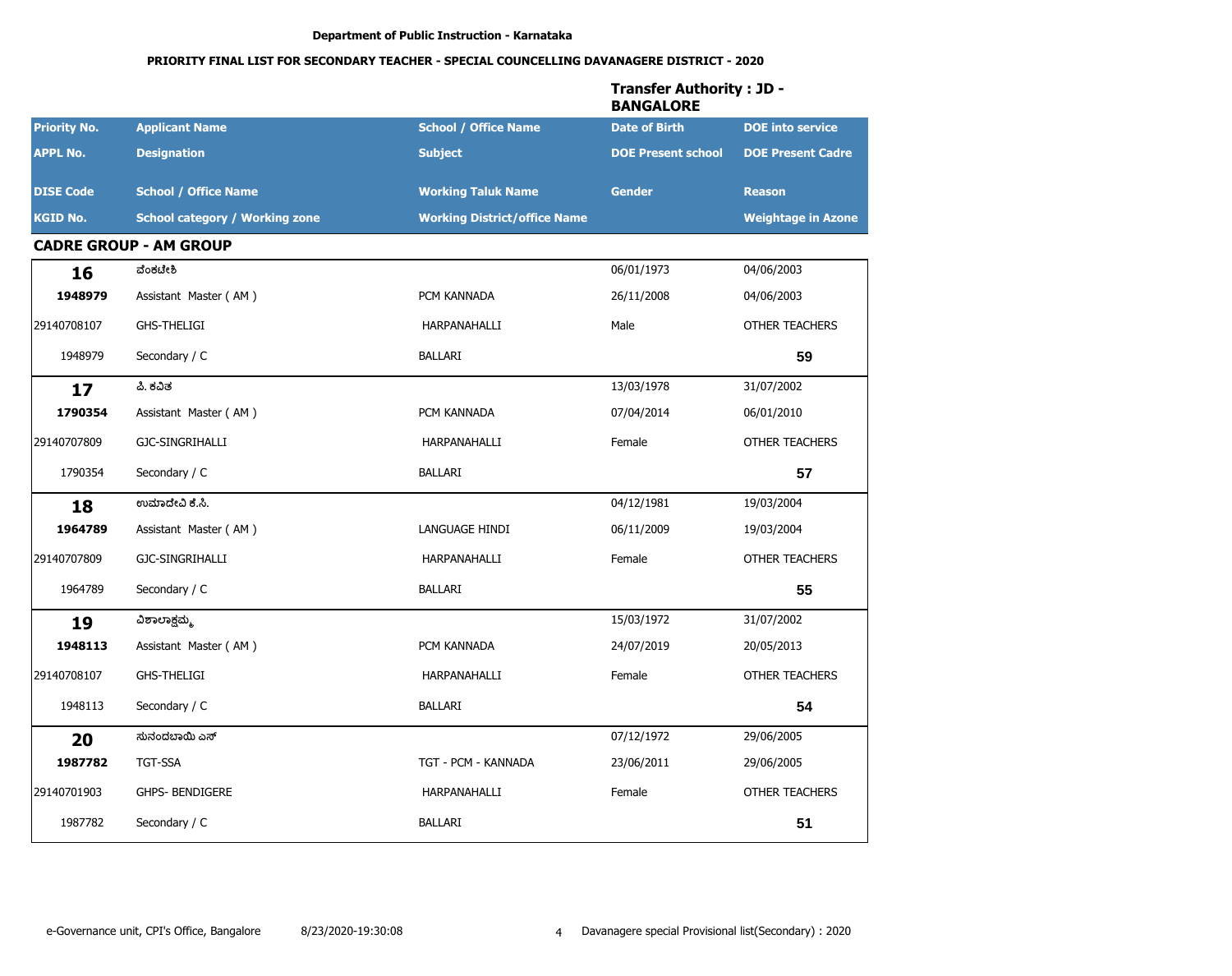Department of Public Instruction - Karnataka

**PRIORITY FINAL LIST FOR SECONDARY TEACHER - SPECIAL COUNCELLING DAVANAGERE DISTRICT - 2020**

**Transfer Authority : JD - BANGALORE**

| Priority No. / APPL No. / DISE Code / KGID No. | Applicant Name / Designation / School / Office Name / School category / Working zone | School / Office Name / Subject / Working Taluk Name / Working District/office Name | Date of Birth / DOE Present school / Gender | DOE into service / DOE Present Cadre / Reason / Weightage in Azone |
|---|---|---|---|---|

## CADRE GROUP - AM GROUP

| Priority No. / APPL No. / DISE Code / KGID No. | Applicant Name / Designation / School / Office Name / School category / Working zone | School / Office Name / Subject / Working Taluk Name / Working District/office Name | Date of Birth / DOE Present school / Gender | DOE into service / DOE Present Cadre / Reason / Weightage in Azone |
|---|---|---|---|---|
| **16** | ವೆಂಕಟೇಶಿ | | 06/01/1973 | 04/06/2003 |
| **1948979** | Assistant Master ( AM ) | PCM KANNADA | 26/11/2008 | 04/06/2003 |
| 29140708107 | GHS-THELIGI | HARPANAHALLI | Male | OTHER TEACHERS |
| 1948979 | Secondary / C | BALLARI | | **59** |
| **17** | ಪಿ. ಕವಿತ | | 13/03/1978 | 31/07/2002 |
| **1790354** | Assistant Master ( AM ) | PCM KANNADA | 07/04/2014 | 06/01/2010 |
| 29140707809 | GJC-SINGRIHALLI | HARPANAHALLI | Female | OTHER TEACHERS |
| 1790354 | Secondary / C | BALLARI | | **57** |
| **18** | ಉಮಾದೇವಿ ಕೆ.ಸಿ. | | 04/12/1981 | 19/03/2004 |
| **1964789** | Assistant Master ( AM ) | LANGUAGE HINDI | 06/11/2009 | 19/03/2004 |
| 29140707809 | GJC-SINGRIHALLI | HARPANAHALLI | Female | OTHER TEACHERS |
| 1964789 | Secondary / C | BALLARI | | **55** |
| **19** | ವಿಶಾಲಾಕ್ಷಮ್ಮ | | 15/03/1972 | 31/07/2002 |
| **1948113** | Assistant Master ( AM ) | PCM KANNADA | 24/07/2019 | 20/05/2013 |
| 29140708107 | GHS-THELIGI | HARPANAHALLI | Female | OTHER TEACHERS |
| 1948113 | Secondary / C | BALLARI | | **54** |
| **20** | ಸುನಂದಬಾಯಿ ಎಸ್ | | 07/12/1972 | 29/06/2005 |
| **1987782** | TGT-SSA | TGT - PCM - KANNADA | 23/06/2011 | 29/06/2005 |
| 29140701903 | GHPS- BENDIGERE | HARPANAHALLI | Female | OTHER TEACHERS |
| 1987782 | Secondary / C | BALLARI | | **51** |

e-Governance unit, CPI's Office, Bangalore 8/23/2020-19:30:08 Davanagere special Provisional list(Secondary) : 2020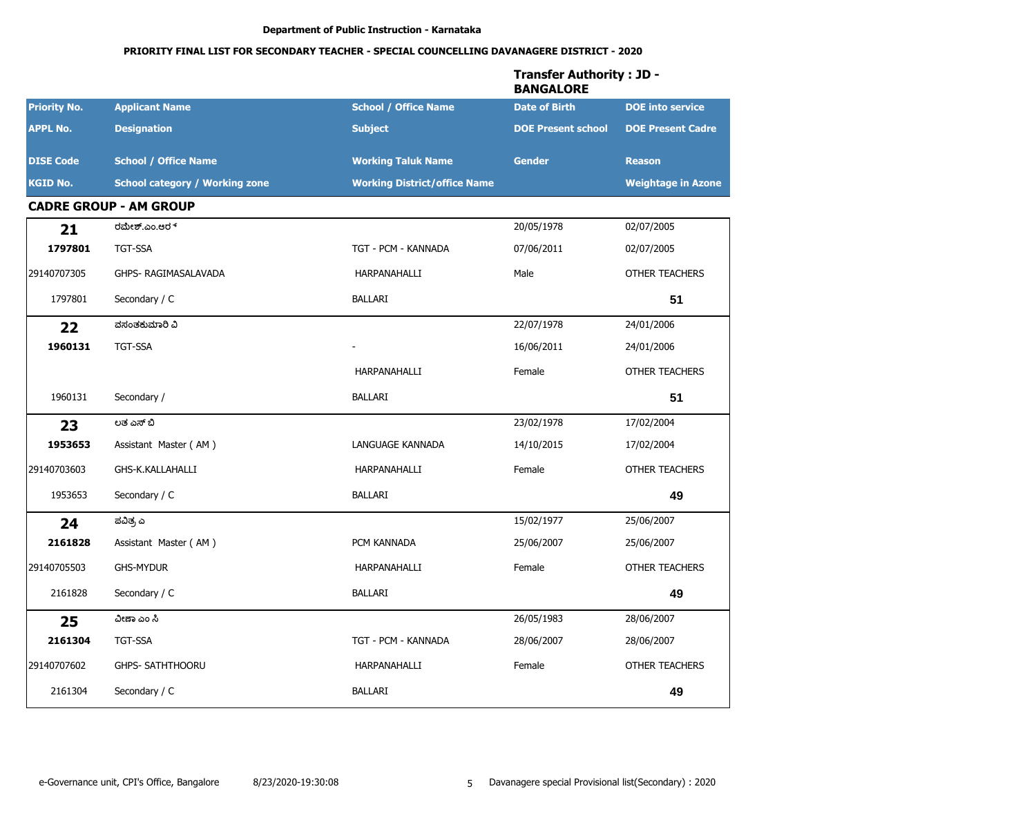**Department of Public Instruction - Karnataka**

**PRIORITY FINAL LIST FOR SECONDARY TEACHER - SPECIAL COUNCELLING DAVANAGERE DISTRICT - 2020**

**Transfer Authority : JD - BANGALORE**

| Priority No. | Applicant Name | School / Office Name | Date of Birth | DOE into service |
|---|---|---|---|---|
| APPL No. | Designation | Subject | DOE Present school | DOE Present Cadre |
| DISE Code | School / Office Name | Working Taluk Name | Gender | Reason |
| KGID No. | School category / Working zone | Working District/office Name | | Weightage in Azone |

## CADRE GROUP - AM GROUP

| Priority No. / APPL No. / DISE Code / KGID No. | Applicant Name / Designation / School / Office Name / School category | School / Office Name / Subject / Working Taluk / Working District | Date of Birth / DOE Present school / Gender | DOE into service / DOE Present Cadre / Reason / Weightage |
|---|---|---|---|---|
| **21** | ರಮೇಶ್.ಎಂ.ಆರ್ | | 20/05/1978 | 02/07/2005 |
| **1797801** | TGT-SSA | TGT - PCM - KANNADA | 07/06/2011 | 02/07/2005 |
| 29140707305 | GHPS- RAGIMASALAVADA | HARPANAHALLI | Male | OTHER TEACHERS |
| 1797801 | Secondary / C | BALLARI | | **51** |
| **22** | ವಸಂತಕುಮಾರಿ ವಿ | | 22/07/1978 | 24/01/2006 |
| **1960131** | TGT-SSA | - | 16/06/2011 | 24/01/2006 |
| | | HARPANAHALLI | Female | OTHER TEACHERS |
| 1960131 | Secondary / | BALLARI | | **51** |
| **23** | ಲತ ಎಸ್ ಬಿ | | 23/02/1978 | 17/02/2004 |
| **1953653** | Assistant Master ( AM ) | LANGUAGE KANNADA | 14/10/2015 | 17/02/2004 |
| 29140703603 | GHS-K.KALLAHALLI | HARPANAHALLI | Female | OTHER TEACHERS |
| 1953653 | Secondary / C | BALLARI | | **49** |
| **24** | ಪವಿತ್ರ ಎ | | 15/02/1977 | 25/06/2007 |
| **2161828** | Assistant Master ( AM ) | PCM KANNADA | 25/06/2007 | 25/06/2007 |
| 29140705503 | GHS-MYDUR | HARPANAHALLI | Female | OTHER TEACHERS |
| 2161828 | Secondary / C | BALLARI | | **49** |
| **25** | ವೀಣಾ ಎಂ ಸಿ | | 26/05/1983 | 28/06/2007 |
| **2161304** | TGT-SSA | TGT - PCM - KANNADA | 28/06/2007 | 28/06/2007 |
| 29140707602 | GHPS- SATHTHOORU | HARPANAHALLI | Female | OTHER TEACHERS |
| 2161304 | Secondary / C | BALLARI | | **49** |

e-Governance unit, CPI's Office, Bangalore 8/23/2020-19:30:08 Davanagere special Provisional list(Secondary) : 2020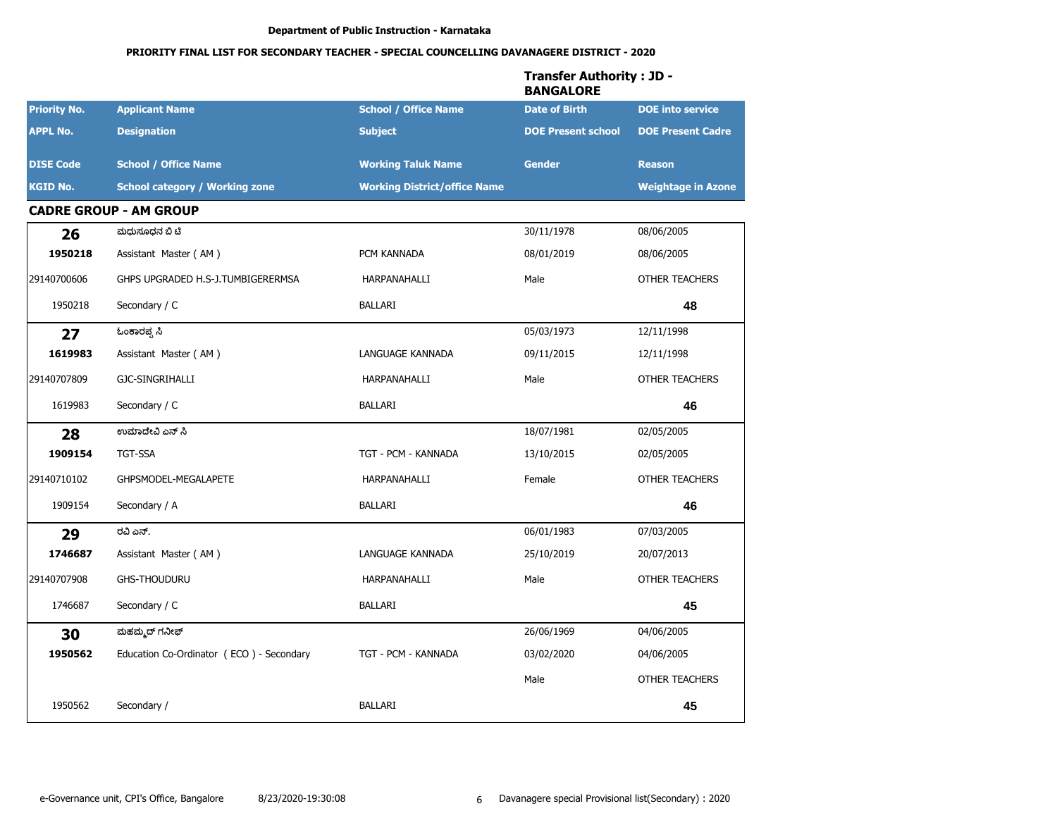Department of Public Instruction - Karnataka

**PRIORITY FINAL LIST FOR SECONDARY TEACHER - SPECIAL COUNCELLING DAVANAGERE DISTRICT - 2020**

**Transfer Authority : JD - BANGALORE**

| Priority No. / APPL No. / DISE Code / KGID No. | Applicant Name / Designation / School / Office Name / School category / Working zone | School / Office Name / Subject / Working Taluk Name / Working District/office Name | Date of Birth / DOE Present school / Gender | DOE into service / DOE Present Cadre / Reason / Weightage in Azone |
|---|---|---|---|---|

**CADRE GROUP - AM GROUP**

| Priority No. | Applicant Name | School / Office Name | Date of Birth | DOE into service |
|---|---|---|---|---|
| **APPL No.** | **Designation** | **Subject** | **DOE Present school** | **DOE Present Cadre** |
| **DISE Code** | **School / Office Name** | **Working Taluk Name** | **Gender** | **Reason** |
| **KGID No.** | **School category / Working zone** | **Working District/office Name** | | **Weightage in Azone** |
| **26** | ಮಧುಸೂಧನ ಬಿ ಟಿ | | 30/11/1978 | 08/06/2005 |
| **1950218** | Assistant Master ( AM ) | PCM KANNADA | 08/01/2019 | 08/06/2005 |
| 29140700606 | GHPS UPGRADED H.S-J.TUMBIGERERMSA | HARPANAHALLI | Male | OTHER TEACHERS |
| 1950218 | Secondary / C | BALLARI | | **48** |
| **27** | ಓಂಕಾರಪ್ಪ ಸಿ | | 05/03/1973 | 12/11/1998 |
| **1619983** | Assistant Master ( AM ) | LANGUAGE KANNADA | 09/11/2015 | 12/11/1998 |
| 29140707809 | GJC-SINGRIHALLI | HARPANAHALLI | Male | OTHER TEACHERS |
| 1619983 | Secondary / C | BALLARI | | **46** |
| **28** | ಉಮಾದೇವಿ ಎನ್ ಸಿ | | 18/07/1981 | 02/05/2005 |
| **1909154** | TGT-SSA | TGT - PCM - KANNADA | 13/10/2015 | 02/05/2005 |
| 29140710102 | GHPSMODEL-MEGALAPETE | HARPANAHALLI | Female | OTHER TEACHERS |
| 1909154 | Secondary / A | BALLARI | | **46** |
| **29** | ರವಿ ಎನ್. | | 06/01/1983 | 07/03/2005 |
| **1746687** | Assistant Master ( AM ) | LANGUAGE KANNADA | 25/10/2019 | 20/07/2013 |
| 29140707908 | GHS-THOUDURU | HARPANAHALLI | Male | OTHER TEACHERS |
| 1746687 | Secondary / C | BALLARI | | **45** |
| **30** | ಮಹಮ್ಮದ್ ಗನೀಫ್ | | 26/06/1969 | 04/06/2005 |
| **1950562** | Education Co-Ordinator ( ECO ) - Secondary | TGT - PCM - KANNADA | 03/02/2020 | 04/06/2005 |
| | | | Male | OTHER TEACHERS |
| 1950562 | Secondary / | BALLARI | | **45** |

e-Governance unit, CPI's Office, Bangalore 8/23/2020-19:30:08 Davanagere special Provisional list(Secondary) : 2020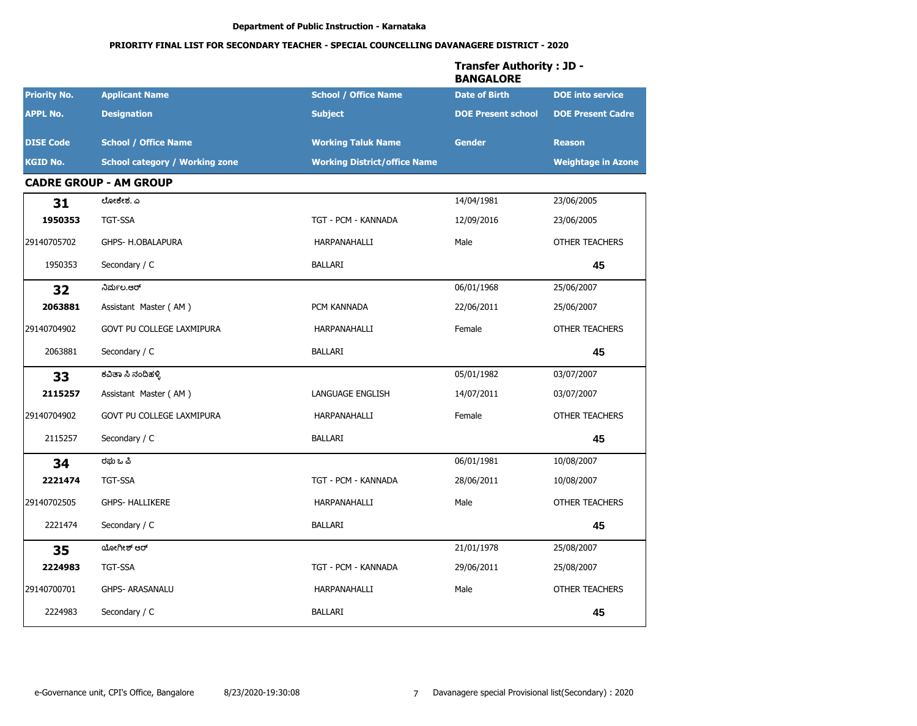**Department of Public Instruction - Karnataka**

**PRIORITY FINAL LIST FOR SECONDARY TEACHER - SPECIAL COUNCELLING DAVANAGERE DISTRICT - 2020**

**Transfer Authority : JD - BANGALORE**

| Priority No. / APPL No. / DISE Code / KGID No. | Applicant Name / Designation / School / Office Name / School category / Working zone | School / Office Name / Subject / Working Taluk Name / Working District/office Name | Date of Birth / DOE Present school / Gender | DOE into service / DOE Present Cadre / Reason / Weightage in Azone |
|---|---|---|---|---|

## CADRE GROUP - AM GROUP

| Priority No. | Applicant Name | School / Office Name | Date of Birth | DOE into service |
|---|---|---|---|---|
| APPL No. | Designation | Subject | DOE Present school | DOE Present Cadre |
| DISE Code | School / Office Name | Working Taluk Name | Gender | Reason |
| KGID No. | School category / Working zone | Working District/office Name | | Weightage in Azone |
| **31** | ಲೋಕೇಶ. ಎ | | 14/04/1981 | 23/06/2005 |
| **1950353** | TGT-SSA | TGT - PCM - KANNADA | 12/09/2016 | 23/06/2005 |
| 29140705702 | GHPS- H.OBALAPURA | HARPANAHALLI | Male | OTHER TEACHERS |
| 1950353 | Secondary / C | BALLARI | | **45** |
| **32** | ನಿರ್ಮಲ.ಆರ್ | | 06/01/1968 | 25/06/2007 |
| **2063881** | Assistant Master ( AM ) | PCM KANNADA | 22/06/2011 | 25/06/2007 |
| 29140704902 | GOVT PU COLLEGE LAXMIPURA | HARPANAHALLI | Female | OTHER TEACHERS |
| 2063881 | Secondary / C | BALLARI | | **45** |
| **33** | ಕವಿತಾ ಸಿ ನಂದಿಹಳ್ಳಿ | | 05/01/1982 | 03/07/2007 |
| **2115257** | Assistant Master ( AM ) | LANGUAGE ENGLISH | 14/07/2011 | 03/07/2007 |
| 29140704902 | GOVT PU COLLEGE LAXMIPURA | HARPANAHALLI | Female | OTHER TEACHERS |
| 2115257 | Secondary / C | BALLARI | | **45** |
| **34** | ರಘು ಒ ಪಿ | | 06/01/1981 | 10/08/2007 |
| **2221474** | TGT-SSA | TGT - PCM - KANNADA | 28/06/2011 | 10/08/2007 |
| 29140702505 | GHPS- HALLIKERE | HARPANAHALLI | Male | OTHER TEACHERS |
| 2221474 | Secondary / C | BALLARI | | **45** |
| **35** | ಯೋಗೀಶ್ ಆರ್ | | 21/01/1978 | 25/08/2007 |
| **2224983** | TGT-SSA | TGT - PCM - KANNADA | 29/06/2011 | 25/08/2007 |
| 29140700701 | GHPS- ARASANALU | HARPANAHALLI | Male | OTHER TEACHERS |
| 2224983 | Secondary / C | BALLARI | | **45** |

e-Governance unit, CPI's Office, Bangalore 8/23/2020-19:30:08 Davanagere special Provisional list(Secondary) : 2020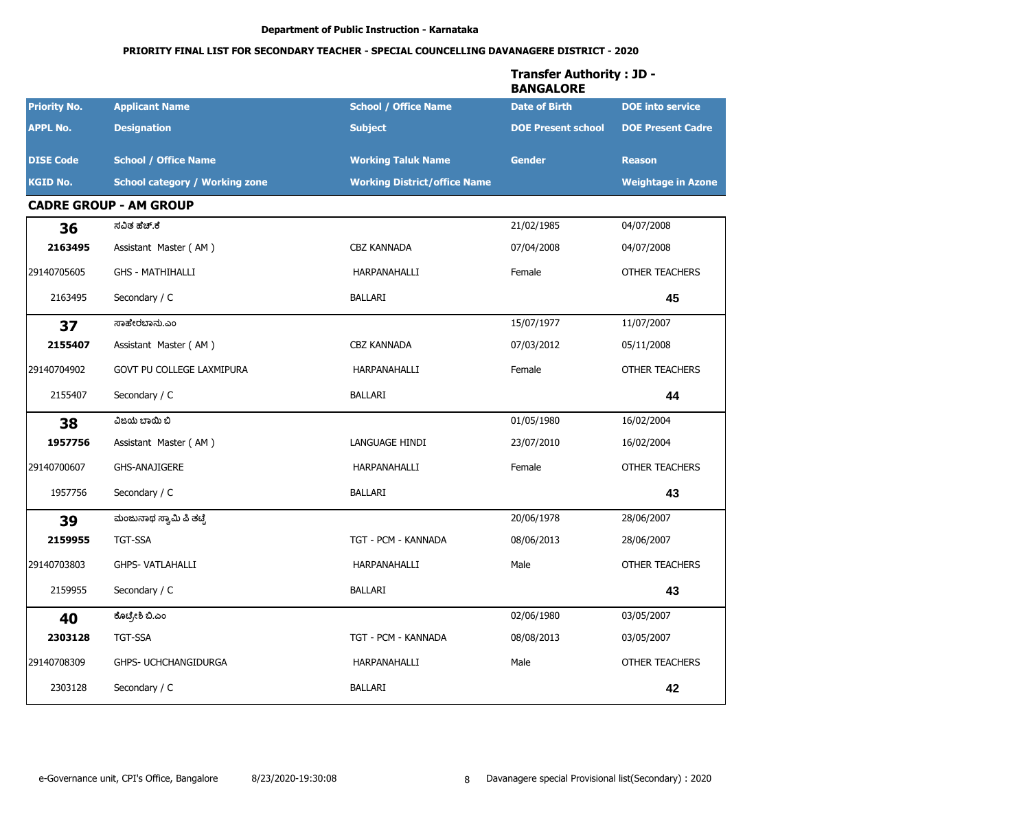**Department of Public Instruction - Karnataka**

**PRIORITY FINAL LIST FOR SECONDARY TEACHER - SPECIAL COUNCELLING DAVANAGERE DISTRICT - 2020**

**Transfer Authority : JD - BANGALORE**

| Priority No. | Applicant Name | School / Office Name | Date of Birth | DOE into service |
|---|---|---|---|---|
| APPL No. | Designation | Subject | DOE Present school | DOE Present Cadre |
| DISE Code | School / Office Name | Working Taluk Name | Gender | Reason |
| KGID No. | School category / Working zone | Working District/office Name | | Weightage in Azone |

## CADRE GROUP - AM GROUP

| Priority No. | Applicant Name | School / Office Name | Date of Birth | DOE into service |
|---|---|---|---|---|
| **36** | ಸವಿತ ಹೆಚ್.ಕೆ | | 21/02/1985 | 04/07/2008 |
| **2163495** | Assistant Master ( AM ) | CBZ KANNADA | 07/04/2008 | 04/07/2008 |
| 29140705605 | GHS - MATHIHALLI | HARPANAHALLI | Female | OTHER TEACHERS |
| 2163495 | Secondary / C | BALLARI | | **45** |
| **37** | ಸಾಹೇರಬಾನು.ಎಂ | | 15/07/1977 | 11/07/2007 |
| **2155407** | Assistant Master ( AM ) | CBZ KANNADA | 07/03/2012 | 05/11/2008 |
| 29140704902 | GOVT PU COLLEGE LAXMIPURA | HARPANAHALLI | Female | OTHER TEACHERS |
| 2155407 | Secondary / C | BALLARI | | **44** |
| **38** | ವಿಜಯ ಬಾಯಿ ಬಿ | | 01/05/1980 | 16/02/2004 |
| **1957756** | Assistant Master ( AM ) | LANGUAGE HINDI | 23/07/2010 | 16/02/2004 |
| 29140700607 | GHS-ANAJIGERE | HARPANAHALLI | Female | OTHER TEACHERS |
| 1957756 | Secondary / C | BALLARI | | **43** |
| **39** | ಮಂಜುನಾಥ ಸ್ವಾಮಿ ಪಿ ತಟ್ಟೆ | | 20/06/1978 | 28/06/2007 |
| **2159955** | TGT-SSA | TGT - PCM - KANNADA | 08/06/2013 | 28/06/2007 |
| 29140703803 | GHPS- VATLAHALLI | HARPANAHALLI | Male | OTHER TEACHERS |
| 2159955 | Secondary / C | BALLARI | | **43** |
| **40** | ಕೊಟ್ರೇಶಿ ಬಿ.ಎಂ | | 02/06/1980 | 03/05/2007 |
| **2303128** | TGT-SSA | TGT - PCM - KANNADA | 08/08/2013 | 03/05/2007 |
| 29140708309 | GHPS- UCHCHANGIDURGA | HARPANAHALLI | Male | OTHER TEACHERS |
| 2303128 | Secondary / C | BALLARI | | **42** |

e-Governance unit, CPI's Office, Bangalore 8/23/2020-19:30:08 Davanagere special Provisional list(Secondary) : 2020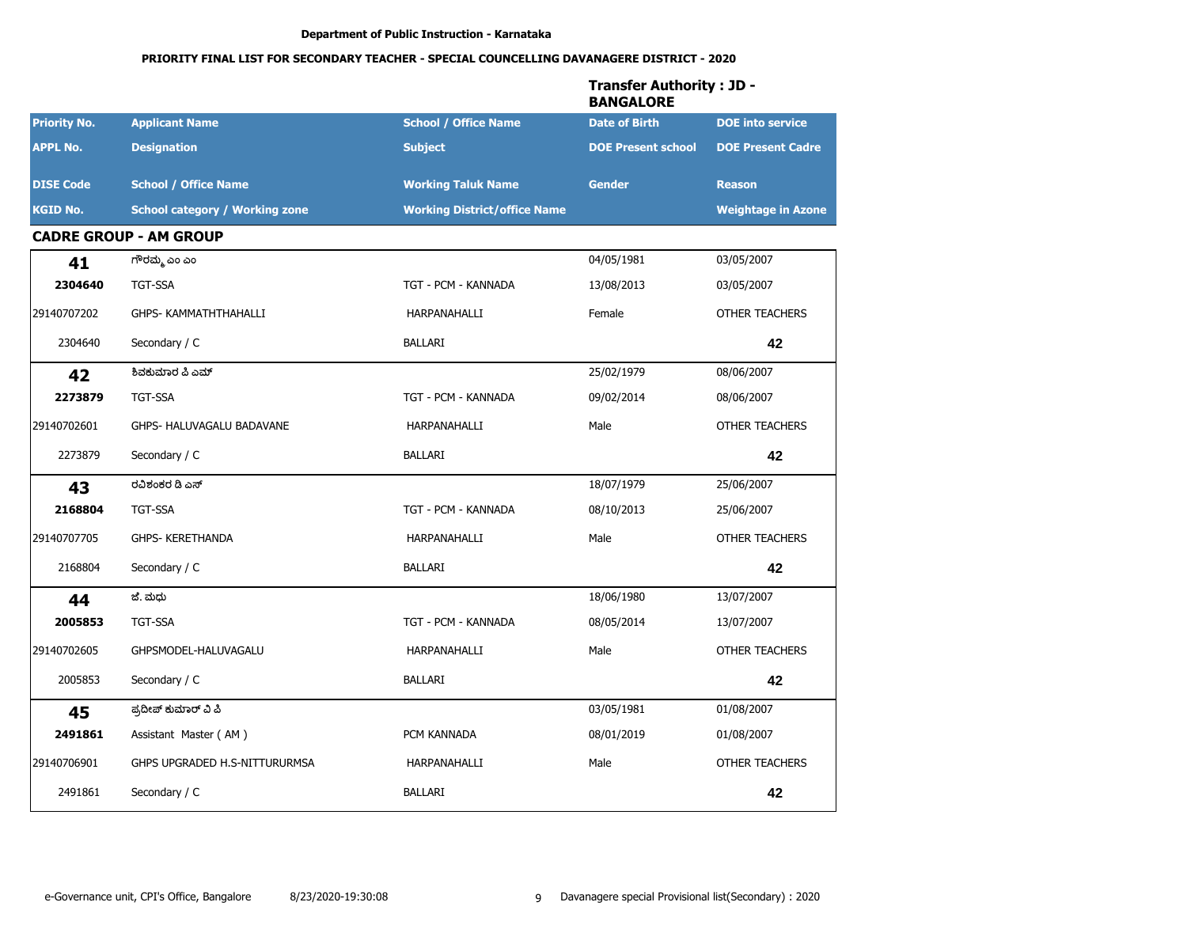**Department of Public Instruction - Karnataka**

**PRIORITY FINAL LIST FOR SECONDARY TEACHER - SPECIAL COUNCELLING DAVANAGERE DISTRICT - 2020**

**Transfer Authority : JD - BANGALORE**

| Priority No. / APPL No. / DISE Code / KGID No. | Applicant Name / Designation / School / Office Name / School category / Working zone | School / Office Name / Subject / Working Taluk Name / Working District/office Name | Date of Birth / DOE Present school / Gender | DOE into service / DOE Present Cadre / Reason / Weightage in Azone |
|---|---|---|---|---|

## CADRE GROUP - AM GROUP

| Priority No. | Applicant Name | School / Office Name | Date of Birth | DOE into service |
|---|---|---|---|---|
| **APPL No.** | **Designation** | **Subject** | **DOE Present school** | **DOE Present Cadre** |
| **DISE Code** | **School / Office Name** | **Working Taluk Name** | **Gender** | **Reason** |
| **KGID No.** | **School category / Working zone** | **Working District/office Name** | | **Weightage in Azone** |
| **41** | ಗೌರಮ್ಮ ಎಂ ಎಂ | | 04/05/1981 | 03/05/2007 |
| **2304640** | TGT-SSA | TGT - PCM - KANNADA | 13/08/2013 | 03/05/2007 |
| 29140707202 | GHPS- KAMMATHTHAHALLI | HARPANAHALLI | Female | OTHER TEACHERS |
| 2304640 | Secondary / C | BALLARI | | **42** |
| **42** | ಶಿವಕುಮಾರ ಪಿ ಎಮ್ | | 25/02/1979 | 08/06/2007 |
| **2273879** | TGT-SSA | TGT - PCM - KANNADA | 09/02/2014 | 08/06/2007 |
| 29140702601 | GHPS- HALUVAGALU BADAVANE | HARPANAHALLI | Male | OTHER TEACHERS |
| 2273879 | Secondary / C | BALLARI | | **42** |
| **43** | ರವಿಶಂಕರ ಡಿ ಎಸ್ | | 18/07/1979 | 25/06/2007 |
| **2168804** | TGT-SSA | TGT - PCM - KANNADA | 08/10/2013 | 25/06/2007 |
| 29140707705 | GHPS- KERETHANDA | HARPANAHALLI | Male | OTHER TEACHERS |
| 2168804 | Secondary / C | BALLARI | | **42** |
| **44** | ಜೆ. ಮಧು | | 18/06/1980 | 13/07/2007 |
| **2005853** | TGT-SSA | TGT - PCM - KANNADA | 08/05/2014 | 13/07/2007 |
| 29140702605 | GHPSMODEL-HALUVAGALU | HARPANAHALLI | Male | OTHER TEACHERS |
| 2005853 | Secondary / C | BALLARI | | **42** |
| **45** | ಪ್ರದೀಪ್ ಕುಮಾರ್ ವಿ ಪಿ | | 03/05/1981 | 01/08/2007 |
| **2491861** | Assistant Master ( AM ) | PCM KANNADA | 08/01/2019 | 01/08/2007 |
| 29140706901 | GHPS UPGRADED H.S-NITTURURMSA | HARPANAHALLI | Male | OTHER TEACHERS |
| 2491861 | Secondary / C | BALLARI | | **42** |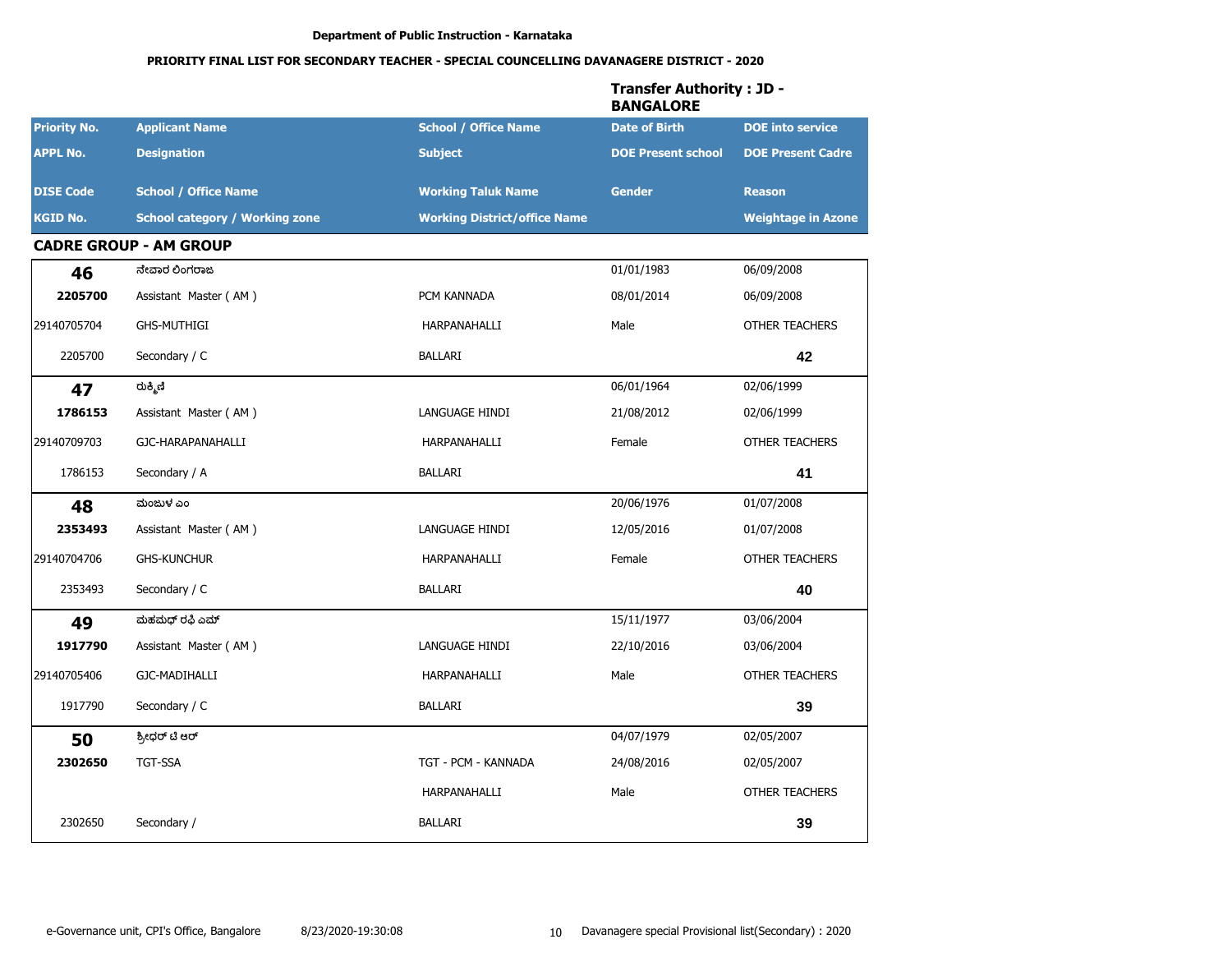Department of Public Instruction - Karnataka

**PRIORITY FINAL LIST FOR SECONDARY TEACHER - SPECIAL COUNCELLING DAVANAGERE DISTRICT - 2020**

**Transfer Authority : JD - BANGALORE**

| Priority No. / APPL No. / DISE Code / KGID No. | Applicant Name / Designation / School / Office Name / School category / Working zone | School / Office Name / Subject / Working Taluk Name / Working District/office Name | Date of Birth / DOE Present school / Gender | DOE into service / DOE Present Cadre / Reason / Weightage in Azone |
|---|---|---|---|---|
| **CADRE GROUP - AM GROUP** | | | | |
| **46** | ನೇವಾರ ಲಿಂಗರಾಜ | | 01/01/1983 | 06/09/2008 |
| **2205700** | Assistant Master ( AM ) | PCM KANNADA | 08/01/2014 | 06/09/2008 |
| 29140705704 | GHS-MUTHIGI | HARPANAHALLI | Male | OTHER TEACHERS |
| 2205700 | Secondary / C | BALLARI | | **42** |
| **47** | ರುಕ್ಮಿಣಿ | | 06/01/1964 | 02/06/1999 |
| **1786153** | Assistant Master ( AM ) | LANGUAGE HINDI | 21/08/2012 | 02/06/1999 |
| 29140709703 | GJC-HARAPANAHALLI | HARPANAHALLI | Female | OTHER TEACHERS |
| 1786153 | Secondary / A | BALLARI | | **41** |
| **48** | ಮಂಜುಳ ಎಂ | | 20/06/1976 | 01/07/2008 |
| **2353493** | Assistant Master ( AM ) | LANGUAGE HINDI | 12/05/2016 | 01/07/2008 |
| 29140704706 | GHS-KUNCHUR | HARPANAHALLI | Female | OTHER TEACHERS |
| 2353493 | Secondary / C | BALLARI | | **40** |
| **49** | ಮಹಮದ್ ರಫಿ ಎಮ್ | | 15/11/1977 | 03/06/2004 |
| **1917790** | Assistant Master ( AM ) | LANGUAGE HINDI | 22/10/2016 | 03/06/2004 |
| 29140705406 | GJC-MADIHALLI | HARPANAHALLI | Male | OTHER TEACHERS |
| 1917790 | Secondary / C | BALLARI | | **39** |
| **50** | ಶ್ರೀಧರ್ ಟಿ ಆರ್ | | 04/07/1979 | 02/05/2007 |
| **2302650** | TGT-SSA | TGT - PCM - KANNADA | 24/08/2016 | 02/05/2007 |
| | | HARPANAHALLI | Male | OTHER TEACHERS |
| 2302650 | Secondary / | BALLARI | | **39** |

e-Governance unit, CPI's Office, Bangalore 8/23/2020-19:30:08 Davanagere special Provisional list(Secondary) : 2020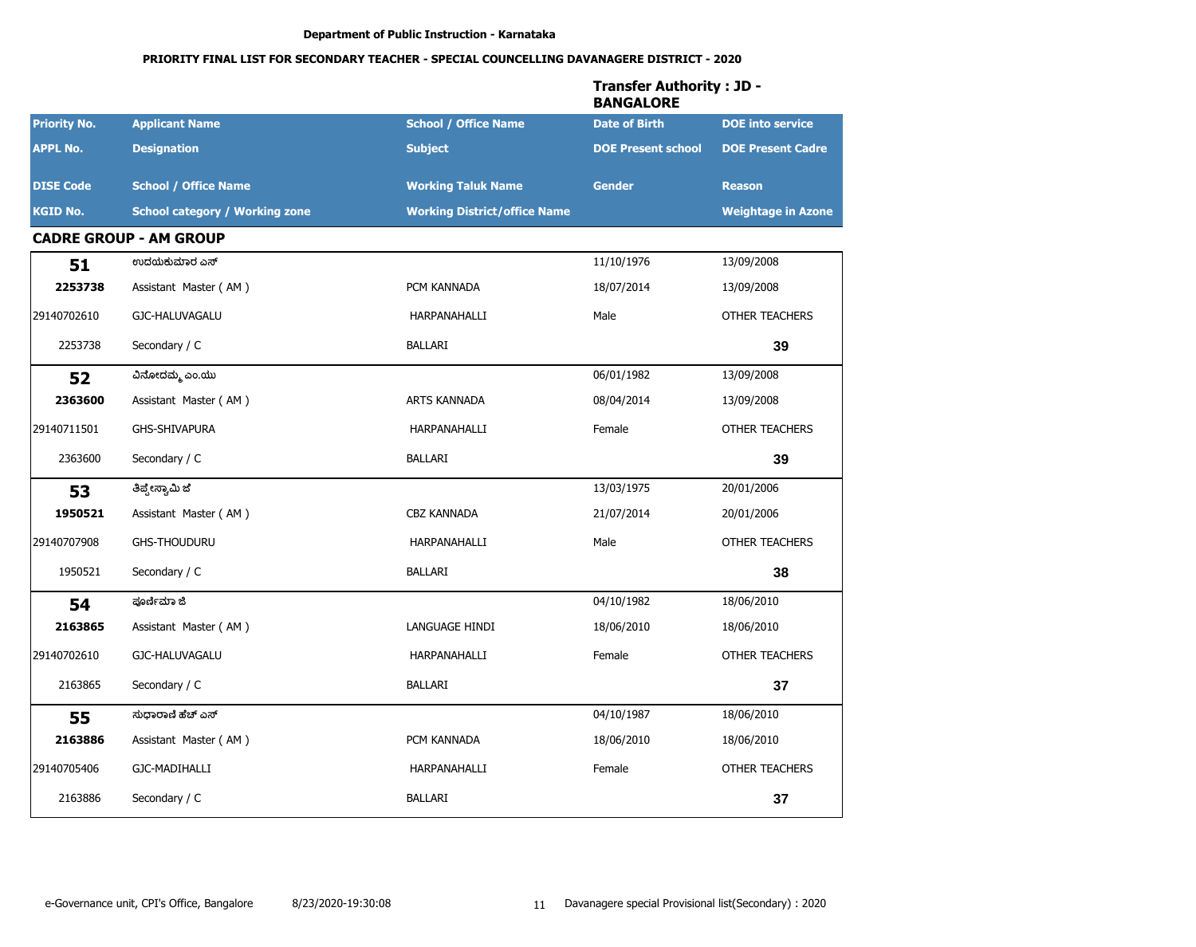**Department of Public Instruction - Karnataka**

**PRIORITY FINAL LIST FOR SECONDARY TEACHER - SPECIAL COUNCELLING DAVANAGERE DISTRICT - 2020**

**Transfer Authority : JD - BANGALORE**

| Priority No. | Applicant Name | School / Office Name | Date of Birth | DOE into service |
|---|---|---|---|---|
| APPL No. | Designation | Subject | DOE Present school | DOE Present Cadre |
| DISE Code | School / Office Name | Working Taluk Name | Gender | Reason |
| KGID No. | School category / Working zone | Working District/office Name | | Weightage in Azone |

## CADRE GROUP - AM GROUP

| | | | | |
|---|---|---|---|---|
| **51** | ಉದಯಕುಮಾರ ಎಸ್ | | 11/10/1976 | 13/09/2008 |
| **2253738** | Assistant Master ( AM ) | PCM KANNADA | 18/07/2014 | 13/09/2008 |
| 29140702610 | GJC-HALUVAGALU | HARPANAHALLI | Male | OTHER TEACHERS |
| 2253738 | Secondary / C | BALLARI | | **39** |
| **52** | ವಿನೋದಮ್ಮ ಎಂ.ಯು | | 06/01/1982 | 13/09/2008 |
| **2363600** | Assistant Master ( AM ) | ARTS KANNADA | 08/04/2014 | 13/09/2008 |
| 29140711501 | GHS-SHIVAPURA | HARPANAHALLI | Female | OTHER TEACHERS |
| 2363600 | Secondary / C | BALLARI | | **39** |
| **53** | ತಿಪ್ಪೇಸ್ವಾಮಿ ಜೆ | | 13/03/1975 | 20/01/2006 |
| **1950521** | Assistant Master ( AM ) | CBZ KANNADA | 21/07/2014 | 20/01/2006 |
| 29140707908 | GHS-THOUDURU | HARPANAHALLI | Male | OTHER TEACHERS |
| 1950521 | Secondary / C | BALLARI | | **38** |
| **54** | ಪೂರ್ಣಿಮಾ ಜಿ | | 04/10/1982 | 18/06/2010 |
| **2163865** | Assistant Master ( AM ) | LANGUAGE HINDI | 18/06/2010 | 18/06/2010 |
| 29140702610 | GJC-HALUVAGALU | HARPANAHALLI | Female | OTHER TEACHERS |
| 2163865 | Secondary / C | BALLARI | | **37** |
| **55** | ಸುಧಾರಾಣಿ ಹೆಚ್ ಎಸ್ | | 04/10/1987 | 18/06/2010 |
| **2163886** | Assistant Master ( AM ) | PCM KANNADA | 18/06/2010 | 18/06/2010 |
| 29140705406 | GJC-MADIHALLI | HARPANAHALLI | Female | OTHER TEACHERS |
| 2163886 | Secondary / C | BALLARI | | **37** |

e-Governance unit, CPI's Office, Bangalore 8/23/2020-19:30:08 Davanagere special Provisional list(Secondary) : 2020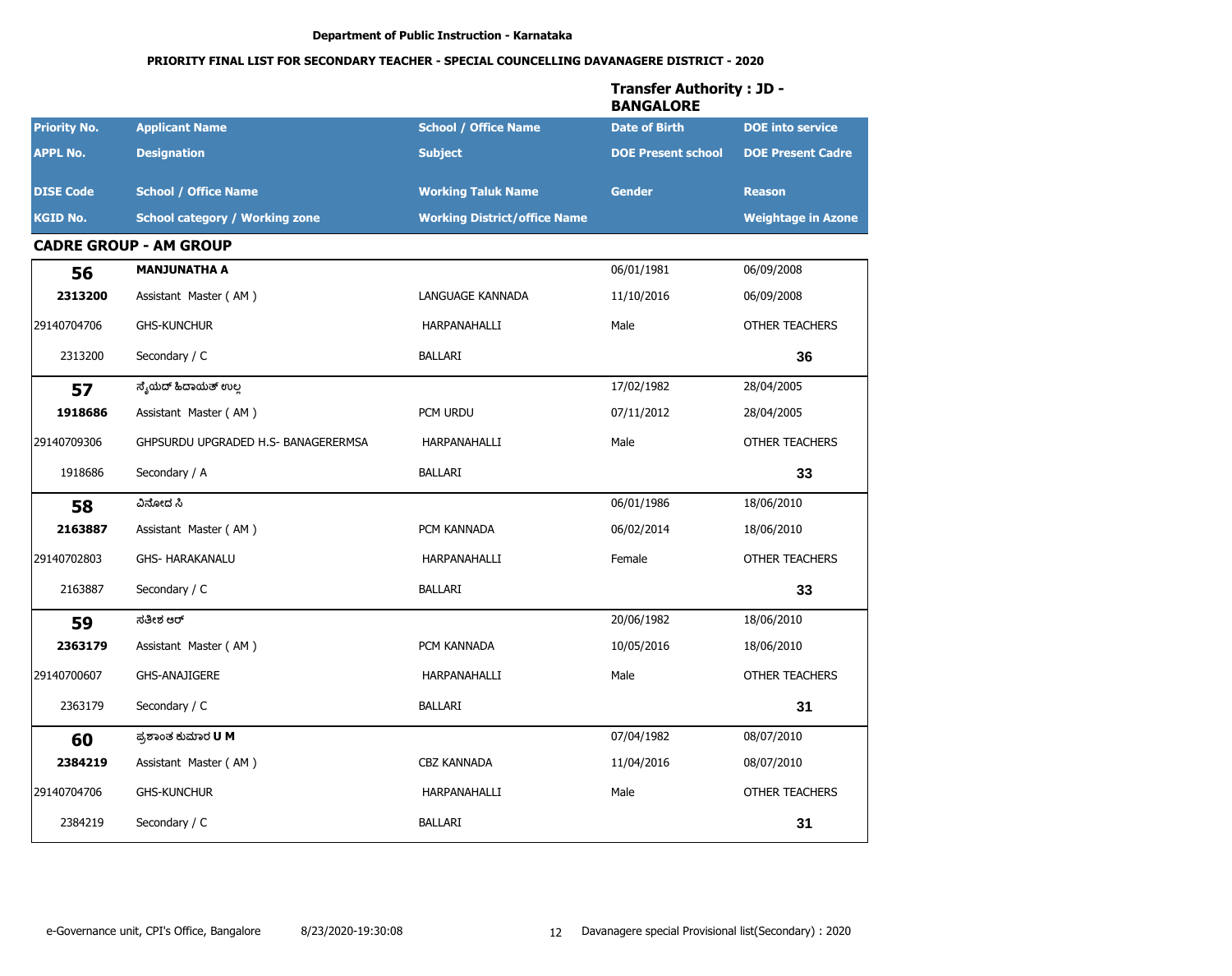**Department of Public Instruction - Karnataka**

**PRIORITY FINAL LIST FOR SECONDARY TEACHER - SPECIAL COUNCELLING DAVANAGERE DISTRICT - 2020**

**Transfer Authority : JD - BANGALORE**

| Priority No. / APPL No. / DISE Code / KGID No. | Applicant Name / Designation / School / Office Name / School category / Working zone | School / Office Name / Subject / Working Taluk Name / Working District/office Name | Date of Birth / DOE Present school / Gender | DOE into service / DOE Present Cadre / Reason / Weightage in Azone |
|---|---|---|---|---|

## CADRE GROUP - AM GROUP

| Priority No. / APPL No. / DISE Code / KGID No. | Applicant Name / Designation / School / Office Name / School category / Working zone | School / Office Name / Subject / Working Taluk Name / Working District/office Name | Date of Birth / DOE Present school / Gender | DOE into service / DOE Present Cadre / Reason / Weightage in Azone |
|---|---|---|---|---|
| **56** | **MANJUNATHA A** | | 06/01/1981 | 06/09/2008 |
| **2313200** | Assistant Master ( AM ) | LANGUAGE KANNADA | 11/10/2016 | 06/09/2008 |
| 29140704706 | GHS-KUNCHUR | HARPANAHALLI | Male | OTHER TEACHERS |
| 2313200 | Secondary / C | BALLARI | | **36** |
| **57** | ಸೈಯದ್ ಹಿದಾಯತ್ ಉಲ್ಲ | | 17/02/1982 | 28/04/2005 |
| **1918686** | Assistant Master ( AM ) | PCM URDU | 07/11/2012 | 28/04/2005 |
| 29140709306 | GHPSURDU UPGRADED H.S- BANAGERERMSA | HARPANAHALLI | Male | OTHER TEACHERS |
| 1918686 | Secondary / A | BALLARI | | **33** |
| **58** | ವಿನೋದ ಸಿ | | 06/01/1986 | 18/06/2010 |
| **2163887** | Assistant Master ( AM ) | PCM KANNADA | 06/02/2014 | 18/06/2010 |
| 29140702803 | GHS- HARAKANALU | HARPANAHALLI | Female | OTHER TEACHERS |
| 2163887 | Secondary / C | BALLARI | | **33** |
| **59** | ಸತೀಶ ಆರ್ | | 20/06/1982 | 18/06/2010 |
| **2363179** | Assistant Master ( AM ) | PCM KANNADA | 10/05/2016 | 18/06/2010 |
| 29140700607 | GHS-ANAJIGERE | HARPANAHALLI | Male | OTHER TEACHERS |
| 2363179 | Secondary / C | BALLARI | | **31** |
| **60** | ಪ್ರಶಾಂತ ಕುಮಾರ **U M** | | 07/04/1982 | 08/07/2010 |
| **2384219** | Assistant Master ( AM ) | CBZ KANNADA | 11/04/2016 | 08/07/2010 |
| 29140704706 | GHS-KUNCHUR | HARPANAHALLI | Male | OTHER TEACHERS |
| 2384219 | Secondary / C | BALLARI | | **31** |

e-Governance unit, CPI's Office, Bangalore 8/23/2020-19:30:08 Davanagere special Provisional list(Secondary) : 2020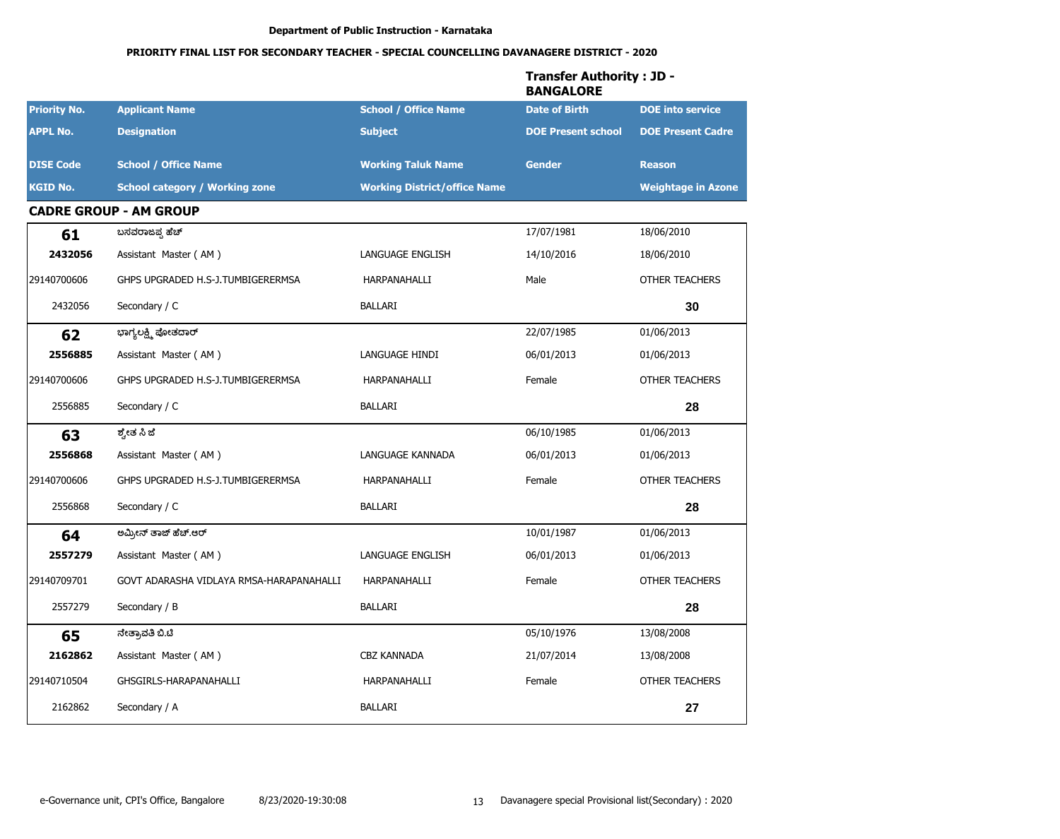Department of Public Instruction - Karnataka

**PRIORITY FINAL LIST FOR SECONDARY TEACHER - SPECIAL COUNCELLING DAVANAGERE DISTRICT - 2020**

**Transfer Authority : JD - BANGALORE**

| Priority No. / APPL No. / DISE Code / KGID No. | Applicant Name / Designation / School / Office Name / School category / Working zone | School / Office Name / Subject / Working Taluk Name / Working District/office Name | Date of Birth / DOE Present school / Gender | DOE into service / DOE Present Cadre / Reason / Weightage in Azone |
|---|---|---|---|---|

## CADRE GROUP - AM GROUP

| Priority No. / APPL No. / DISE Code / KGID No. | Applicant Name / Designation / School / Office Name / School category / Working zone | School / Office Name / Subject / Working Taluk Name / Working District/office Name | Date of Birth / DOE Present school / Gender | DOE into service / DOE Present Cadre / Reason / Weightage in Azone |
|---|---|---|---|---|
| **61** | ಬಸವರಾಜಪ್ಪ ಹೆಚ್ | | 17/07/1981 | 18/06/2010 |
| **2432056** | Assistant Master ( AM ) | LANGUAGE ENGLISH | 14/10/2016 | 18/06/2010 |
| 29140700606 | GHPS UPGRADED H.S-J.TUMBIGERERMSA | HARPANAHALLI | Male | OTHER TEACHERS |
| 2432056 | Secondary / C | BALLARI | | **30** |
| **62** | ಭಾಗ್ಯಲಕ್ಷ್ಮಿ ಪೋತದಾರ್ | | 22/07/1985 | 01/06/2013 |
| **2556885** | Assistant Master ( AM ) | LANGUAGE HINDI | 06/01/2013 | 01/06/2013 |
| 29140700606 | GHPS UPGRADED H.S-J.TUMBIGERERMSA | HARPANAHALLI | Female | OTHER TEACHERS |
| 2556885 | Secondary / C | BALLARI | | **28** |
| **63** | ಶ್ವೇತ ಸಿ ಜಿ | | 06/10/1985 | 01/06/2013 |
| **2556868** | Assistant Master ( AM ) | LANGUAGE KANNADA | 06/01/2013 | 01/06/2013 |
| 29140700606 | GHPS UPGRADED H.S-J.TUMBIGERERMSA | HARPANAHALLI | Female | OTHER TEACHERS |
| 2556868 | Secondary / C | BALLARI | | **28** |
| **64** | ಅಮ್ರೀನ್ ತಾಜ್ ಹೆಚ್.ಆರ್ | | 10/01/1987 | 01/06/2013 |
| **2557279** | Assistant Master ( AM ) | LANGUAGE ENGLISH | 06/01/2013 | 01/06/2013 |
| 29140709701 | GOVT ADARASHA VIDLAYA RMSA-HARAPANAHALLI | HARPANAHALLI | Female | OTHER TEACHERS |
| 2557279 | Secondary / B | BALLARI | | **28** |
| **65** | ನೇತ್ರಾವತಿ ಬಿ.ಟಿ | | 05/10/1976 | 13/08/2008 |
| **2162862** | Assistant Master ( AM ) | CBZ KANNADA | 21/07/2014 | 13/08/2008 |
| 29140710504 | GHSGIRLS-HARAPANAHALLI | HARPANAHALLI | Female | OTHER TEACHERS |
| 2162862 | Secondary / A | BALLARI | | **27** |

e-Governance unit, CPI's Office, Bangalore 8/23/2020-19:30:08 Davanagere special Provisional list(Secondary) : 2020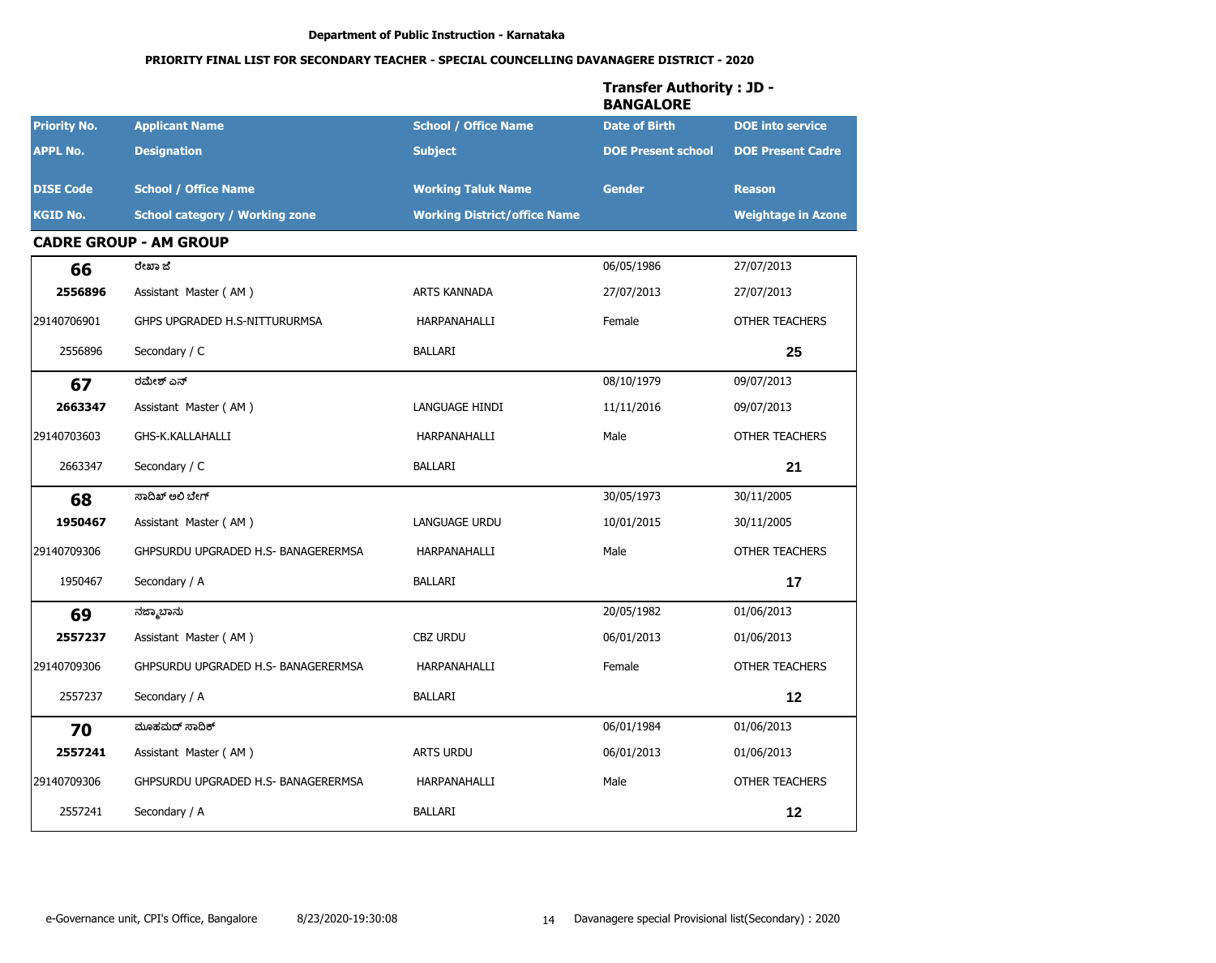**Department of Public Instruction - Karnataka**

**PRIORITY FINAL LIST FOR SECONDARY TEACHER - SPECIAL COUNCELLING DAVANAGERE DISTRICT - 2020**

**Transfer Authority : JD - BANGALORE**

| Priority No. / APPL No. / DISE Code / KGID No. | Applicant Name / Designation / School / Office Name / School category / Working zone | School / Office Name / Subject / Working Taluk Name / Working District/office Name | Date of Birth / DOE Present school / Gender | DOE into service / DOE Present Cadre / Reason / Weightage in Azone |
|---|---|---|---|---|

### CADRE GROUP - AM GROUP

| Priority No. / APPL No. / DISE Code / KGID No. | Applicant Name / Designation / School / Office Name / School category / Working zone | School / Office Name / Subject / Working Taluk Name / Working District/office Name | Date of Birth / DOE Present school / Gender | DOE into service / DOE Present Cadre / Reason / Weightage in Azone |
|---|---|---|---|---|
| **66** | ರೇಖಾ ಜಿ | | 06/05/1986 | 27/07/2013 |
| **2556896** | Assistant Master ( AM ) | ARTS KANNADA | 27/07/2013 | 27/07/2013 |
| 29140706901 | GHPS UPGRADED H.S-NITTURURMSA | HARPANAHALLI | Female | OTHER TEACHERS |
| 2556896 | Secondary / C | BALLARI | | **25** |
| **67** | ರಮೇಶ್ ಎನ್ | | 08/10/1979 | 09/07/2013 |
| **2663347** | Assistant Master ( AM ) | LANGUAGE HINDI | 11/11/2016 | 09/07/2013 |
| 29140703603 | GHS-K.KALLAHALLI | HARPANAHALLI | Male | OTHER TEACHERS |
| 2663347 | Secondary / C | BALLARI | | **21** |
| **68** | ಸಾದಿಖ್ ಅಲಿ ಬೇಗ್ | | 30/05/1973 | 30/11/2005 |
| **1950467** | Assistant Master ( AM ) | LANGUAGE URDU | 10/01/2015 | 30/11/2005 |
| 29140709306 | GHPSURDU UPGRADED H.S- BANAGERERMSA | HARPANAHALLI | Male | OTHER TEACHERS |
| 1950467 | Secondary / A | BALLARI | | **17** |
| **69** | ನಜ್ಮಾಬಾನು | | 20/05/1982 | 01/06/2013 |
| **2557237** | Assistant Master ( AM ) | CBZ URDU | 06/01/2013 | 01/06/2013 |
| 29140709306 | GHPSURDU UPGRADED H.S- BANAGERERMSA | HARPANAHALLI | Female | OTHER TEACHERS |
| 2557237 | Secondary / A | BALLARI | | **12** |
| **70** | ಮೊಹಮದ್ ಸಾದಿಕ್ | | 06/01/1984 | 01/06/2013 |
| **2557241** | Assistant Master ( AM ) | ARTS URDU | 06/01/2013 | 01/06/2013 |
| 29140709306 | GHPSURDU UPGRADED H.S- BANAGERERMSA | HARPANAHALLI | Male | OTHER TEACHERS |
| 2557241 | Secondary / A | BALLARI | | **12** |

e-Governance unit, CPI's Office, Bangalore 8/23/2020-19:30:08 Davanagere special Provisional list(Secondary) : 2020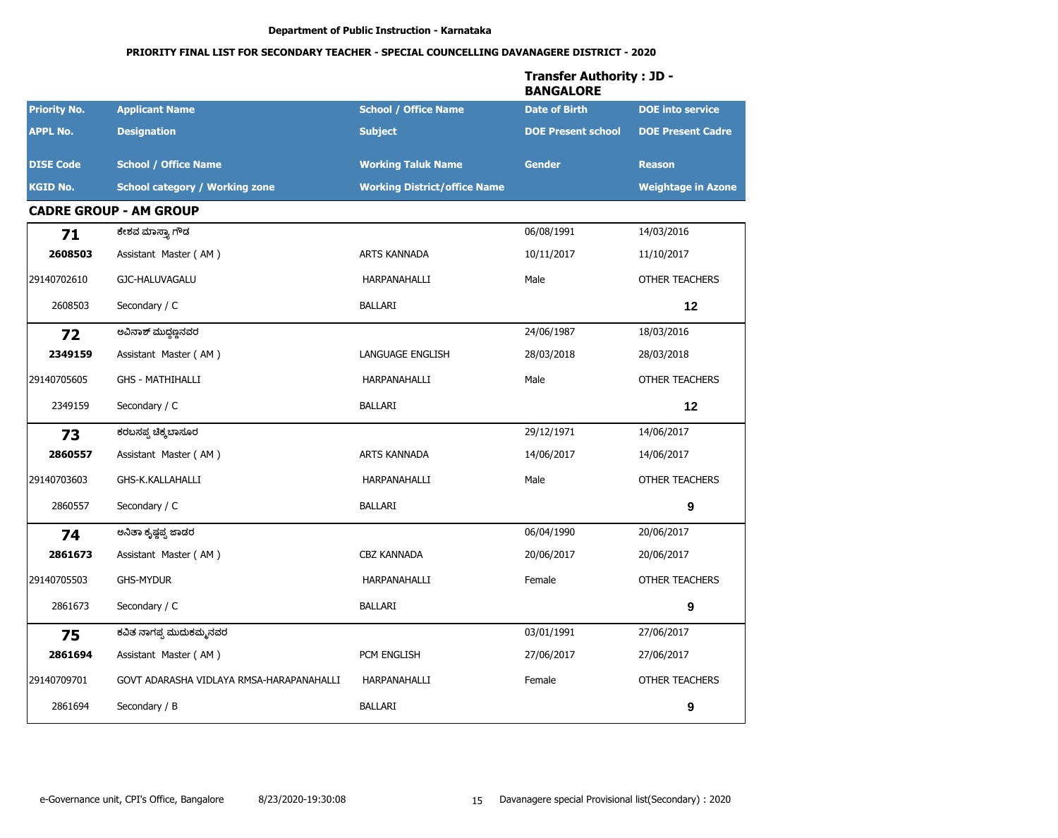Department of Public Instruction - Karnataka

PRIORITY FINAL LIST FOR SECONDARY TEACHER - SPECIAL COUNCELLING DAVANAGERE DISTRICT - 2020

Transfer Authority : JD - BANGALORE

| Priority No. | Applicant Name | School / Office Name | Date of Birth | DOE into service |
|---|---|---|---|---|
| **APPL No.** | **Designation** | **Subject** | **DOE Present school** | **DOE Present Cadre** |
| **DISE Code** | **School / Office Name** | **Working Taluk Name** | **Gender** | **Reason** |
| **KGID No.** | **School category / Working zone** | **Working District/office Name** | | **Weightage in Azone** |
| **CADRE GROUP - AM GROUP** | | | | |
| **71** | ಕೇಶವ ಮಾಸ್ತ್ಯಾ ಗೌಡ | | 06/08/1991 | 14/03/2016 |
| **2608503** | Assistant Master ( AM ) | ARTS KANNADA | 10/11/2017 | 11/10/2017 |
| 29140702610 | GJC-HALUVAGALU | HARPANAHALLI | Male | OTHER TEACHERS |
| 2608503 | Secondary / C | BALLARI | | **12** |
| **72** | ಅವಿನಾಶ್ ಮುದ್ದಣ್ಣನವರ | | 24/06/1987 | 18/03/2016 |
| **2349159** | Assistant Master ( AM ) | LANGUAGE ENGLISH | 28/03/2018 | 28/03/2018 |
| 29140705605 | GHS - MATHIHALLI | HARPANAHALLI | Male | OTHER TEACHERS |
| 2349159 | Secondary / C | BALLARI | | **12** |
| **73** | ಕರಬಸಪ್ಪ ಚಿಕ್ಕಬಾಸೂರ | | 29/12/1971 | 14/06/2017 |
| **2860557** | Assistant Master ( AM ) | ARTS KANNADA | 14/06/2017 | 14/06/2017 |
| 29140703603 | GHS-K.KALLAHALLI | HARPANAHALLI | Male | OTHER TEACHERS |
| 2860557 | Secondary / C | BALLARI | | **9** |
| **74** | ಅನಿತಾ ಕೃಷ್ಣಪ್ಪ ಜಾಡರ | | 06/04/1990 | 20/06/2017 |
| **2861673** | Assistant Master ( AM ) | CBZ KANNADA | 20/06/2017 | 20/06/2017 |
| 29140705503 | GHS-MYDUR | HARPANAHALLI | Female | OTHER TEACHERS |
| 2861673 | Secondary / C | BALLARI | | **9** |
| **75** | ಕವಿತ ನಾಗಪ್ಪ ಮುದುಕಮ್ಮನವರ | | 03/01/1991 | 27/06/2017 |
| **2861694** | Assistant Master ( AM ) | PCM ENGLISH | 27/06/2017 | 27/06/2017 |
| 29140709701 | GOVT ADARASHA VIDLAYA RMSA-HARAPANAHALLI | HARPANAHALLI | Female | OTHER TEACHERS |
| 2861694 | Secondary / B | BALLARI | | **9** |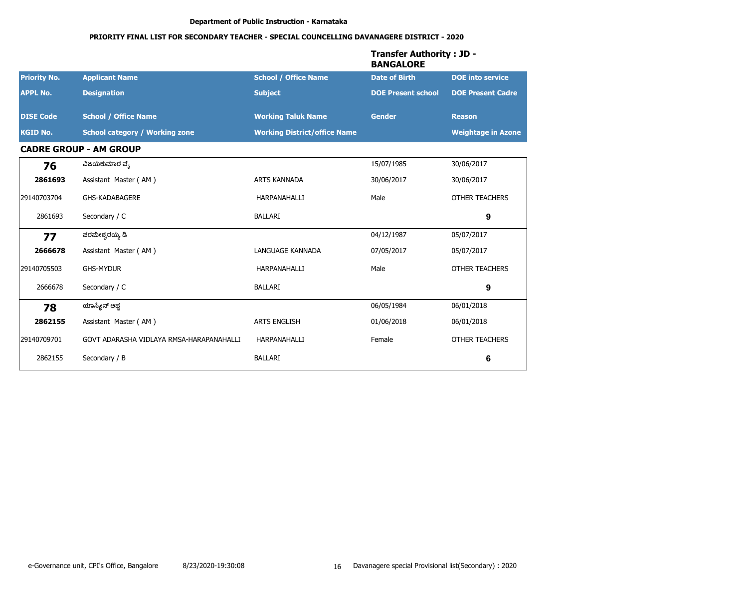Department of Public Instruction - Karnataka

**PRIORITY FINAL LIST FOR SECONDARY TEACHER - SPECIAL COUNCELLING DAVANAGERE DISTRICT - 2020**

**Transfer Authority : JD - BANGALORE**

| Priority No. | Applicant Name | School / Office Name | Date of Birth | DOE into service |
|---|---|---|---|---|
| **APPL No.** | **Designation** | **Subject** | **DOE Present school** | **DOE Present Cadre** |
| **DISE Code** | **School / Office Name** | **Working Taluk Name** | **Gender** | **Reason** |
| **KGID No.** | **School category / Working zone** | **Working District/office Name** | | **Weightage in Azone** |

## CADRE GROUP - AM GROUP

| Priority No. | Applicant Name | School / Office Name | Date of Birth | DOE into service |
|---|---|---|---|---|
| **76** | ವಿಜಯಕುಮಾರ ವೈ | | 15/07/1985 | 30/06/2017 |
| **2861693** | Assistant Master ( AM ) | ARTS KANNADA | 30/06/2017 | 30/06/2017 |
| 29140703704 | GHS-KADABAGERE | HARPANAHALLI | Male | OTHER TEACHERS |
| 2861693 | Secondary / C | BALLARI | | **9** |
| **77** | ಪರಮೇಶ್ವರಯ್ಯ ಡಿ | | 04/12/1987 | 05/07/2017 |
| **2666678** | Assistant Master ( AM ) | LANGUAGE KANNADA | 07/05/2017 | 05/07/2017 |
| 29140705503 | GHS-MYDUR | HARPANAHALLI | Male | OTHER TEACHERS |
| 2666678 | Secondary / C | BALLARI | | **9** |
| **78** | ಯಾಸ್ಮೀನ್ ಅಫ್ಜ | | 06/05/1984 | 06/01/2018 |
| **2862155** | Assistant Master ( AM ) | ARTS ENGLISH | 01/06/2018 | 06/01/2018 |
| 29140709701 | GOVT ADARASHA VIDLAYA RMSA-HARAPANAHALLI | HARPANAHALLI | Female | OTHER TEACHERS |
| 2862155 | Secondary / B | BALLARI | | **6** |

e-Governance unit, CPI's Office, Bangalore 8/23/2020-19:30:08 Davanagere special Provisional list(Secondary) : 2020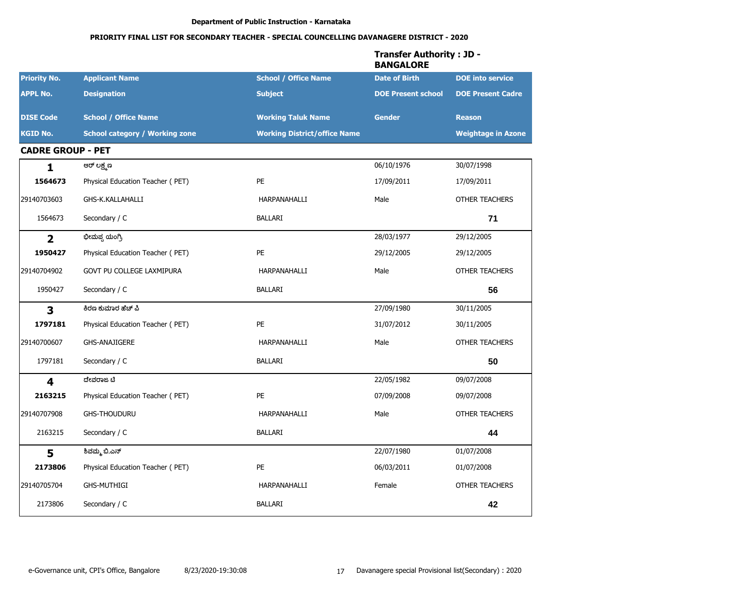**Department of Public Instruction - Karnataka**

**PRIORITY FINAL LIST FOR SECONDARY TEACHER - SPECIAL COUNCELLING DAVANAGERE DISTRICT - 2020**

**Transfer Authority : JD - BANGALORE**

| Priority No. / APPL No. / DISE Code / KGID No. | Applicant Name / Designation / School / Office Name / School category / Working zone | School / Office Name / Subject / Working Taluk Name / Working District/office Name | Date of Birth / DOE Present school / Gender | DOE into service / DOE Present Cadre / Reason / Weightage in Azone |
|---|---|---|---|---|

## CADRE GROUP - PET

| Priority No. | Applicant Name | School / Office Name | Date of Birth | DOE into service |
|---|---|---|---|---|
| APPL No. | Designation | Subject | DOE Present school | DOE Present Cadre |
| DISE Code | School / Office Name | Working Taluk Name | Gender | Reason |
| KGID No. | School category / Working zone | Working District/office Name | | Weightage in Azone |
| **1** | ಆರ್ ಲಕ್ಷ್ಮಣ | | 06/10/1976 | 30/07/1998 |
| **1564673** | Physical Education Teacher ( PET) | PE | 17/09/2011 | 17/09/2011 |
| 29140703603 | GHS-K.KALLAHALLI | HARPANAHALLI | Male | OTHER TEACHERS |
| 1564673 | Secondary / C | BALLARI | | **71** |
| **2** | ಭೀಮಪ್ಪ ಯಂಗ್ರಿ | | 28/03/1977 | 29/12/2005 |
| **1950427** | Physical Education Teacher ( PET) | PE | 29/12/2005 | 29/12/2005 |
| 29140704902 | GOVT PU COLLEGE LAXMIPURA | HARPANAHALLI | Male | OTHER TEACHERS |
| 1950427 | Secondary / C | BALLARI | | **56** |
| **3** | ಕಿರಣ ಕುಮಾರ ಹೆಚ್ ಪಿ | | 27/09/1980 | 30/11/2005 |
| **1797181** | Physical Education Teacher ( PET) | PE | 31/07/2012 | 30/11/2005 |
| 29140700607 | GHS-ANAJIGERE | HARPANAHALLI | Male | OTHER TEACHERS |
| 1797181 | Secondary / C | BALLARI | | **50** |
| **4** | ದೇವರಾಜ ಟಿ | | 22/05/1982 | 09/07/2008 |
| **2163215** | Physical Education Teacher ( PET) | PE | 07/09/2008 | 09/07/2008 |
| 29140707908 | GHS-THOUDURU | HARPANAHALLI | Male | OTHER TEACHERS |
| 2163215 | Secondary / C | BALLARI | | **44** |
| **5** | ಶಿವಮ್ಮ ಬಿ.ಎಸ್ | | 22/07/1980 | 01/07/2008 |
| **2173806** | Physical Education Teacher ( PET) | PE | 06/03/2011 | 01/07/2008 |
| 29140705704 | GHS-MUTHIGI | HARPANAHALLI | Female | OTHER TEACHERS |
| 2173806 | Secondary / C | BALLARI | | **42** |

e-Governance unit, CPI's Office, Bangalore 8/23/2020-19:30:08 Davanagere special Provisional list(Secondary) : 2020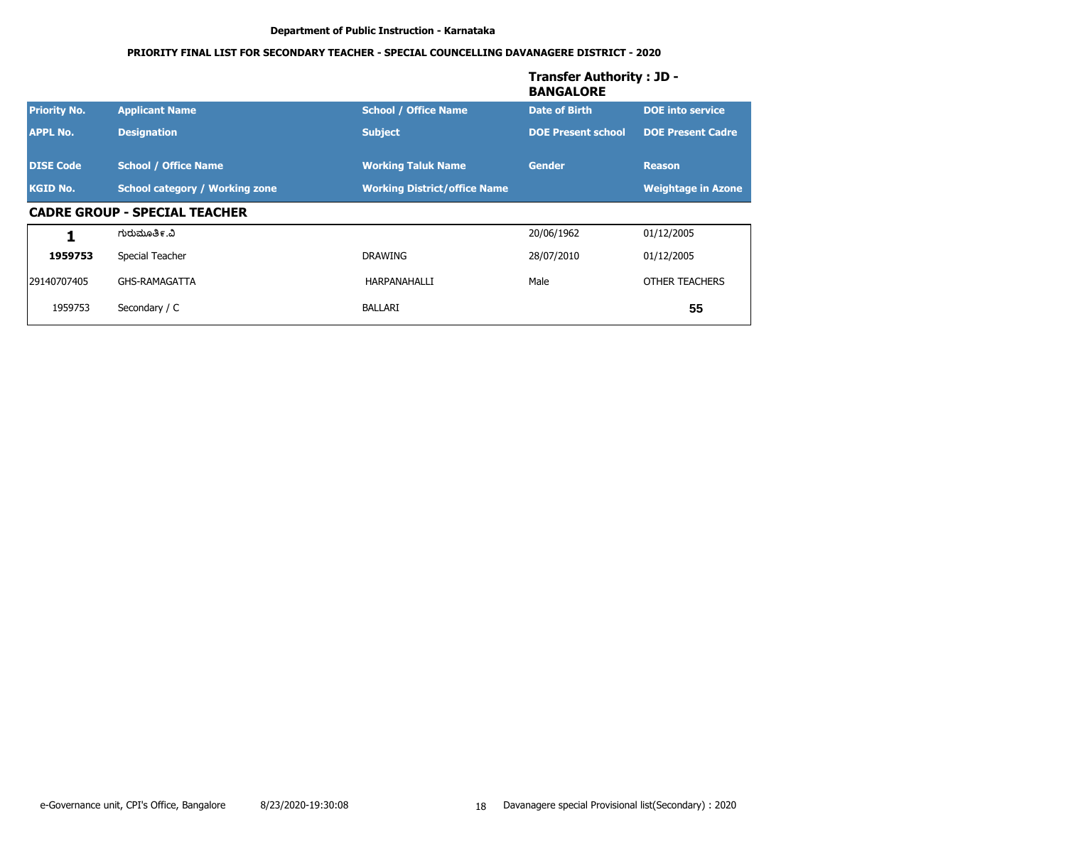Department of Public Instruction - Karnataka

PRIORITY FINAL LIST FOR SECONDARY TEACHER - SPECIAL COUNCELLING DAVANAGERE DISTRICT - 2020

Transfer Authority : JD - BANGALORE

| Priority No. | Applicant Name | School / Office Name | Date of Birth | DOE into service |
|---|---|---|---|---|
| APPL No. | Designation | Subject | DOE Present school | DOE Present Cadre |
| DISE Code | School / Office Name | Working Taluk Name | Gender | Reason |
| KGID No. | School category / Working zone | Working District/office Name | | Weightage in Azone |

**CADRE GROUP - SPECIAL TEACHER**

| | | | | |
|---|---|---|---|---|
| **1** | ಗುರುಮೂರ್ತಿ.ವಿ | | 20/06/1962 | 01/12/2005 |
| **1959753** | Special Teacher | DRAWING | 28/07/2010 | 01/12/2005 |
| 29140707405 | GHS-RAMAGATTA | HARPANAHALLI | Male | OTHER TEACHERS |
| 1959753 | Secondary / C | BALLARI | | **55** |

e-Governance unit, CPI's Office, Bangalore 8/23/2020-19:30:08 Davanagere special Provisional list(Secondary) : 2020